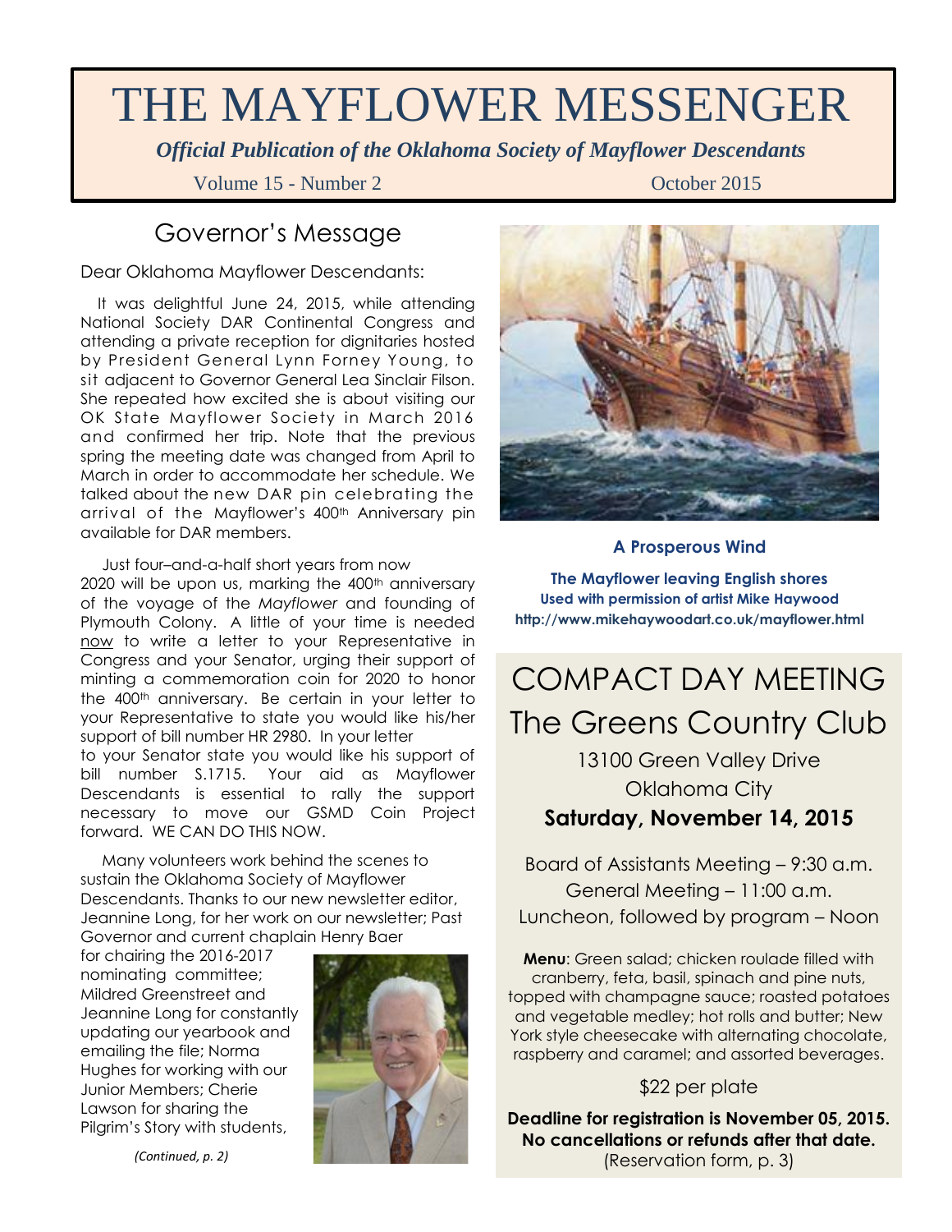# THE MAYFLOWER MESSENGER

***Official Publication of the Oklahoma Society of Mayflower Descendants***

Volume 15 - Number 2 October 2015

## Governor's Message

Dear Oklahoma Mayflower Descendants:

It was delightful June 24, 2015, while attending National Society DAR Continental Congress and attending a private reception for dignitaries hosted by President General Lynn Forney Young, to sit adjacent to Governor General Lea Sinclair Filson. She repeated how excited she is about visiting our OK State Mayflower Society in March 2016 and confirmed her trip. Note that the previous spring the meeting date was changed from April to March in order to accommodate her schedule. We talked about the new DAR pin celebrating the arrival of the Mayflower's 400th Anniversary pin available for DAR members.

Just four–and-a-half short years from now 2020 will be upon us, marking the 400th anniversary of the voyage of the *Mayflower* and founding of Plymouth Colony. A little of your time is needed now to write a letter to your Representative in Congress and your Senator, urging their support of minting a commemoration coin for 2020 to honor the 400th anniversary. Be certain in your letter to your Representative to state you would like his/her support of bill number HR 2980. In your letter to your Senator state you would like his support of bill number S.1715. Your aid as Mayflower Descendants is essential to rally the support necessary to move our GSMD Coin Project forward. WE CAN DO THIS NOW.

Many volunteers work behind the scenes to sustain the Oklahoma Society of Mayflower Descendants. Thanks to our new newsletter editor, Jeannine Long, for her work on our newsletter; Past Governor and current chaplain Henry Baer for chairing the 2016-2017 nominating committee; Mildred Greenstreet and Jeannine Long for constantly updating our yearbook and emailing the file; Norma Hughes for working with our Junior Members; Cherie Lawson for sharing the Pilgrim's Story with students,

*(Continued, p. 2)*

**A Prosperous Wind**

**The Mayflower leaving English shores**
**Used with permission of artist Mike Haywood**
**http://www.mikehaywoodart.co.uk/mayflower.html**

## COMPACT DAY MEETING
## The Greens Country Club

13100 Green Valley Drive
Oklahoma City
**Saturday, November 14, 2015**

Board of Assistants Meeting – 9:30 a.m.
General Meeting – 11:00 a.m.
Luncheon, followed by program – Noon

**Menu**: Green salad; chicken roulade filled with cranberry, feta, basil, spinach and pine nuts, topped with champagne sauce; roasted potatoes and vegetable medley; hot rolls and butter; New York style cheesecake with alternating chocolate, raspberry and caramel; and assorted beverages.

$22 per plate

**Deadline for registration is November 05, 2015.**
**No cancellations or refunds after that date.**
(Reservation form, p. 3)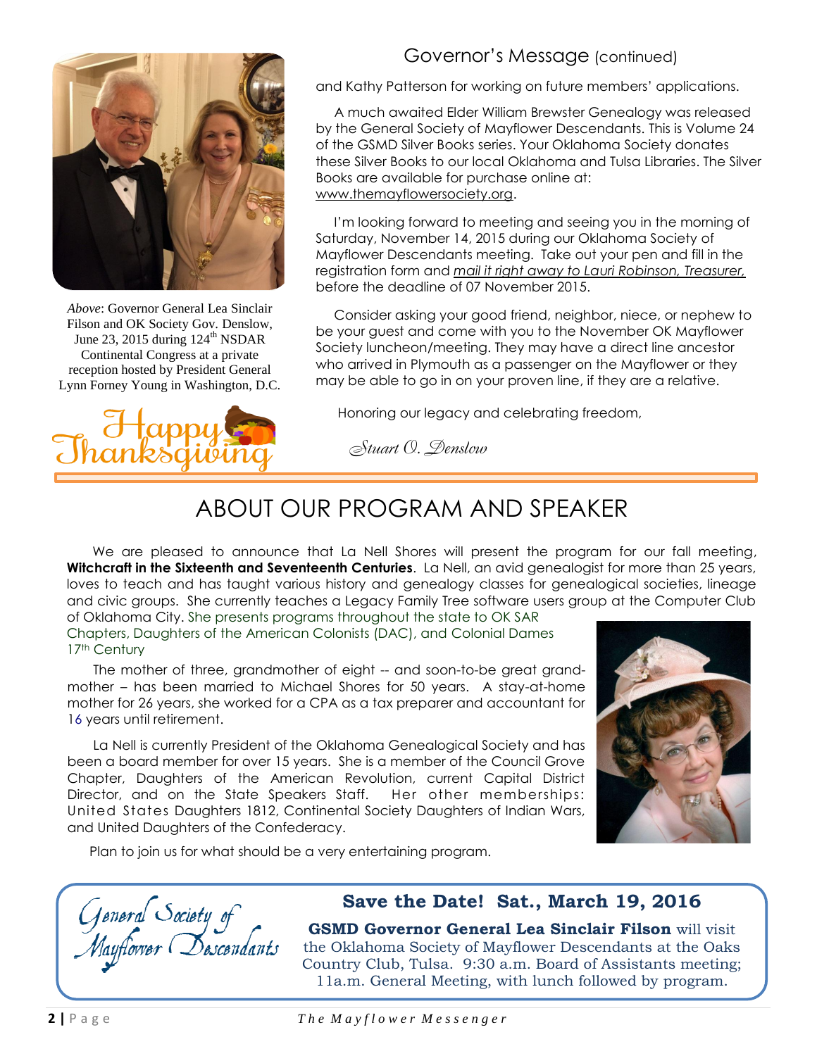*Above*: Governor General Lea Sinclair Filson and OK Society Gov. Denslow, June 23, 2015 during 124th NSDAR Continental Congress at a private reception hosted by President General Lynn Forney Young in Washington, D.C.

Happy Thanksgiving

## Governor's Message (continued)

and Kathy Patterson for working on future members' applications.

A much awaited Elder William Brewster Genealogy was released by the General Society of Mayflower Descendants. This is Volume 24 of the GSMD Silver Books series. Your Oklahoma Society donates these Silver Books to our local Oklahoma and Tulsa Libraries. The Silver Books are available for purchase online at: www.themayflowersociety.org.

I'm looking forward to meeting and seeing you in the morning of Saturday, November 14, 2015 during our Oklahoma Society of Mayflower Descendants meeting. Take out your pen and fill in the registration form and *mail it right away to Lauri Robinson, Treasurer,* before the deadline of 07 November 2015.

Consider asking your good friend, neighbor, niece, or nephew to be your guest and come with you to the November OK Mayflower Society luncheon/meeting. They may have a direct line ancestor who arrived in Plymouth as a passenger on the Mayflower or they may be able to go in on your proven line, if they are a relative.

Honoring our legacy and celebrating freedom,

*Stuart O. Denslow*

# ABOUT OUR PROGRAM AND SPEAKER

We are pleased to announce that La Nell Shores will present the program for our fall meeting, **Witchcraft in the Sixteenth and Seventeenth Centuries**. La Nell, an avid genealogist for more than 25 years, loves to teach and has taught various history and genealogy classes for genealogical societies, lineage and civic groups. She currently teaches a Legacy Family Tree software users group at the Computer Club of Oklahoma City. She presents programs throughout the state to OK SAR Chapters, Daughters of the American Colonists (DAC), and Colonial Dames 17th Century

The mother of three, grandmother of eight -- and soon-to-be great grandmother – has been married to Michael Shores for 50 years. A stay-at-home mother for 26 years, she worked for a CPA as a tax preparer and accountant for 16 years until retirement.

La Nell is currently President of the Oklahoma Genealogical Society and has been a board member for over 15 years. She is a member of the Council Grove Chapter, Daughters of the American Revolution, current Capital District Director, and on the State Speakers Staff. Her other memberships: United States Daughters 1812, Continental Society Daughters of Indian Wars, and United Daughters of the Confederacy.

Plan to join us for what should be a very entertaining program.

General Society of Mayflower Descendants

**Save the Date! Sat., March 19, 2016**

**GSMD Governor General Lea Sinclair Filson** will visit the Oklahoma Society of Mayflower Descendants at the Oaks Country Club, Tulsa. 9:30 a.m. Board of Assistants meeting; 11a.m. General Meeting, with lunch followed by program.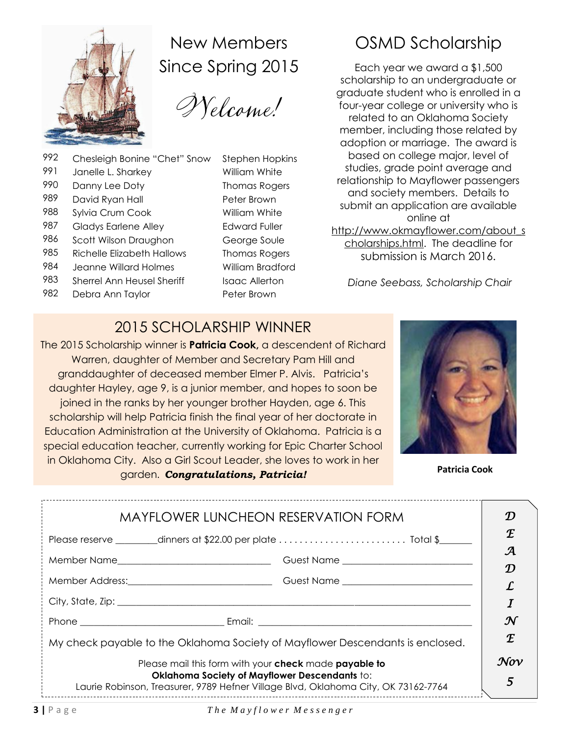## New Members Since Spring 2015

*Welcome!*

| No. | Name | Ancestor |
|---|---|---|
| 992 | Chesleigh Bonine "Chet" Snow | Stephen Hopkins |
| 991 | Janelle L. Sharkey | William White |
| 990 | Danny Lee Doty | Thomas Rogers |
| 989 | David Ryan Hall | Peter Brown |
| 988 | Sylvia Crum Cook | William White |
| 987 | Gladys Earlene Alley | Edward Fuller |
| 986 | Scott Wilson Draughon | George Soule |
| 985 | Richelle Elizabeth Hallows | Thomas Rogers |
| 984 | Jeanne Willard Holmes | William Bradford |
| 983 | Sherrel Ann Heusel Sheriff | Isaac Allerton |
| 982 | Debra Ann Taylor | Peter Brown |

## OSMD Scholarship

Each year we award a $1,500 scholarship to an undergraduate or graduate student who is enrolled in a four-year college or university who is related to an Oklahoma Society member, including those related by adoption or marriage. The award is based on college major, level of studies, grade point average and relationship to Mayflower passengers and society members. Details to submit an application are available online at http://www.okmayflower.com/about_scholarships.html. The deadline for submission is March 2016.

*Diane Seebass, Scholarship Chair*

## 2015 SCHOLARSHIP WINNER

The 2015 Scholarship winner is **Patricia Cook,** a descendent of Richard Warren, daughter of Member and Secretary Pam Hill and granddaughter of deceased member Elmer P. Alvis. Patricia's daughter Hayley, age 9, is a junior member, and hopes to soon be joined in the ranks by her younger brother Hayden, age 6. This scholarship will help Patricia finish the final year of her doctorate in Education Administration at the University of Oklahoma. Patricia is a special education teacher, currently working for Epic Charter School in Oklahoma City. Also a Girl Scout Leader, she loves to work in her garden. ***Congratulations, Patricia!***

**Patricia Cook**

## MAYFLOWER LUNCHEON RESERVATION FORM

**DEADLINE Nov 5**

Please reserve ________dinners at $22.00 per plate . . . . . . . . . . . . . . . . . . . . . . . . . Total $_______

Member Name_______________________________ Guest Name ___________________________

Member Address:_____________________________ Guest Name ___________________________

City, State, Zip: ________________________________________________________________________

Phone ______________________________ Email: ___________________________________________

My check payable to the Oklahoma Society of Mayflower Descendants is enclosed.

Please mail this form with your **check** made **payable to**
**Oklahoma Society of Mayflower Descendants** to:
Laurie Robinson, Treasurer, 9789 Hefner Village Blvd, Oklahoma City, OK 73162-7764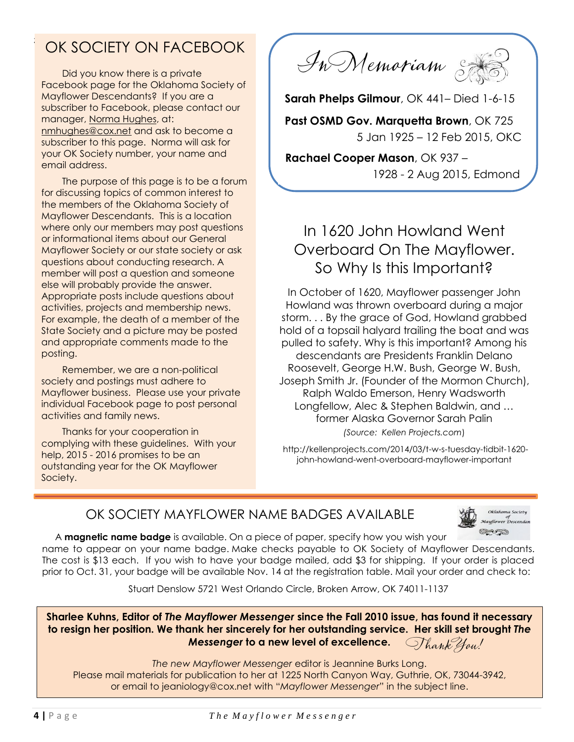## OK SOCIETY ON FACEBOOK

Did you know there is a private Facebook page for the Oklahoma Society of Mayflower Descendants? If you are a subscriber to Facebook, please contact our manager, Norma Hughes, at: nmhughes@cox.net and ask to become a subscriber to this page. Norma will ask for your OK Society number, your name and email address.

The purpose of this page is to be a forum for discussing topics of common interest to the members of the Oklahoma Society of Mayflower Descendants. This is a location where only our members may post questions or informational items about our General Mayflower Society or our state society or ask questions about conducting research. A member will post a question and someone else will probably provide the answer. Appropriate posts include questions about activities, projects and membership news. For example, the death of a member of the State Society and a picture may be posted and appropriate comments made to the posting.

Remember, we are a non-political society and postings must adhere to Mayflower business. Please use your private individual Facebook page to post personal activities and family news.

Thanks for your cooperation in complying with these guidelines. With your help, 2015 - 2016 promises to be an outstanding year for the OK Mayflower Society.

## In Memoriam

**Sarah Phelps Gilmour**, OK 441– Died 1-6-15

**Past OSMD Gov. Marquetta Brown**, OK 725
5 Jan 1925 – 12 Feb 2015, OKC

**Rachael Cooper Mason**, OK 937 –
1928 - 2 Aug 2015, Edmond

## In 1620 John Howland Went Overboard On The Mayflower. So Why Is this Important?

In October of 1620, Mayflower passenger John Howland was thrown overboard during a major storm. . . By the grace of God, Howland grabbed hold of a topsail halyard trailing the boat and was pulled to safety. Why is this important? Among his descendants are Presidents Franklin Delano Roosevelt, George H.W. Bush, George W. Bush, Joseph Smith Jr. (Founder of the Mormon Church), Ralph Waldo Emerson, Henry Wadsworth Longfellow, Alec & Stephen Baldwin, and … former Alaska Governor Sarah Palin

*(Source: Kellen Projects.com)*

http://kellenprojects.com/2014/03/t-w-s-tuesday-tidbit-1620-john-howland-went-overboard-mayflower-important

## OK SOCIETY MAYFLOWER NAME BADGES AVAILABLE

A **magnetic name badge** is available. On a piece of paper, specify how you wish your name to appear on your name badge. Make checks payable to OK Society of Mayflower Descendants. The cost is $13 each. If you wish to have your badge mailed, add $3 for shipping. If your order is placed prior to Oct. 31, your badge will be available Nov. 14 at the registration table. Mail your order and check to:

Stuart Denslow 5721 West Orlando Circle, Broken Arrow, OK 74011-1137

**Sharlee Kuhns, Editor of *The Mayflower Messenger* since the Fall 2010 issue, has found it necessary to resign her position. We thank her sincerely for her outstanding service. Her skill set brought *The Messenger* to a new level of excellence.** *Thank You!*

*The new Mayflower Messenger* editor is Jeannine Burks Long.
Please mail materials for publication to her at 1225 North Canyon Way, Guthrie, OK, 73044-3942, or email to jeaniology@cox.net with "*Mayflower Messenger*" in the subject line.